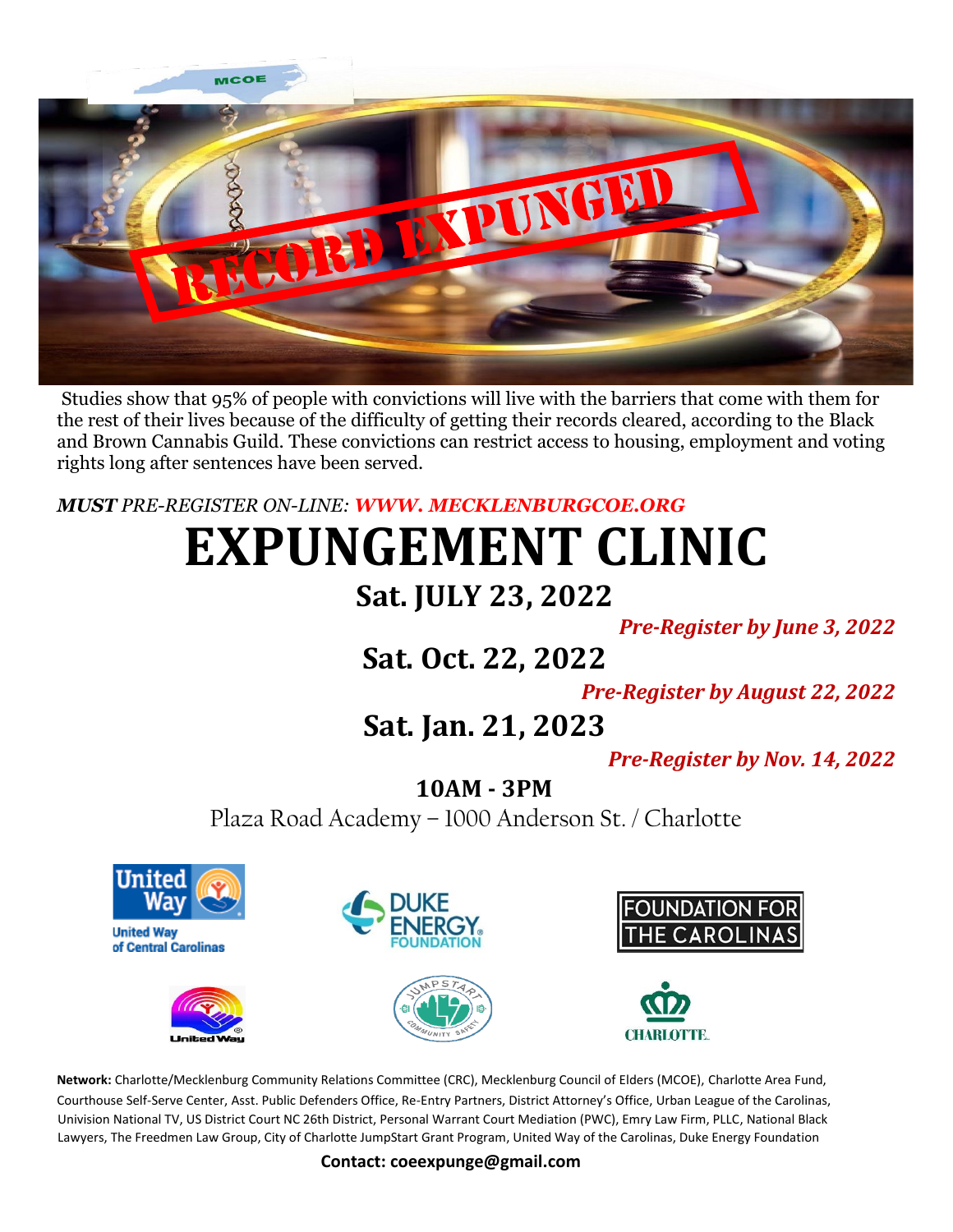MCOE

RECORD EXPUNGED

Studies show that 95% of people with convictions will live with the barriers that come with them for the rest of their lives because of the difficulty of getting their records cleared, according to the Black and Brown Cannabis Guild. These convictions can restrict access to housing, employment and voting rights long after sentences have been served.

***MUST*** *PRE-REGISTER ON-LINE:* ***WWW. MECKLENBURGCOE.ORG***

# EXPUNGEMENT CLINIC

## Sat. JULY 23, 2022

***Pre-Register by June 3, 2022***

## Sat. Oct. 22, 2022

***Pre-Register by August 22, 2022***

## Sat. Jan. 21, 2023

***Pre-Register by Nov. 14, 2022***

**10AM - 3PM**

Plaza Road Academy – 1000 Anderson St. / Charlotte

United Way of Central Carolinas

DUKE ENERGY FOUNDATION

FOUNDATION FOR THE CAROLINAS

United Way

JUMPSTART COMMUNITY SAFETY

CHARLOTTE

**Network:** Charlotte/Mecklenburg Community Relations Committee (CRC), Mecklenburg Council of Elders (MCOE), Charlotte Area Fund, Courthouse Self-Serve Center, Asst. Public Defenders Office, Re-Entry Partners, District Attorney's Office, Urban League of the Carolinas, Univision National TV, US District Court NC 26th District, Personal Warrant Court Mediation (PWC), Emry Law Firm, PLLC, National Black Lawyers, The Freedmen Law Group, City of Charlotte JumpStart Grant Program, United Way of the Carolinas, Duke Energy Foundation

**Contact: coeexpunge@gmail.com**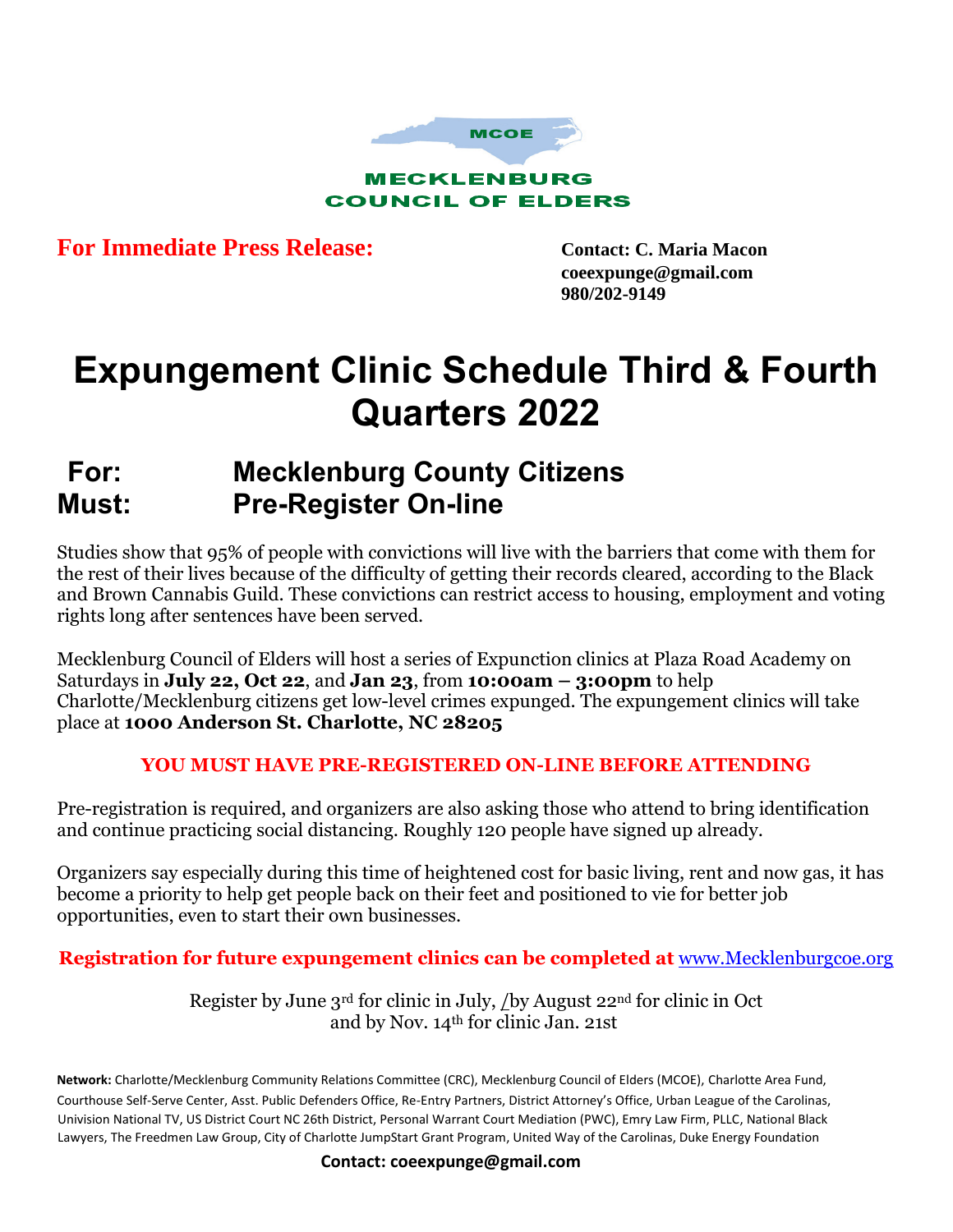MCOE

**MECKLENBURG COUNCIL OF ELDERS**

**For Immediate Press Release:**

**Contact: C. Maria Macon**
**coeexpunge@gmail.com**
**980/202-9149**

# Expungement Clinic Schedule Third & Fourth Quarters 2022

## For: Mecklenburg County Citizens
## Must: Pre-Register On-line

Studies show that 95% of people with convictions will live with the barriers that come with them for the rest of their lives because of the difficulty of getting their records cleared, according to the Black and Brown Cannabis Guild. These convictions can restrict access to housing, employment and voting rights long after sentences have been served.

Mecklenburg Council of Elders will host a series of Expunction clinics at Plaza Road Academy on Saturdays in **July 22, Oct 22**, and **Jan 23**, from **10:00am – 3:00pm** to help Charlotte/Mecklenburg citizens get low-level crimes expunged. The expungement clinics will take place at **1000 Anderson St. Charlotte, NC 28205**

**YOU MUST HAVE PRE-REGISTERED ON-LINE BEFORE ATTENDING**

Pre-registration is required, and organizers are also asking those who attend to bring identification and continue practicing social distancing. Roughly 120 people have signed up already.

Organizers say especially during this time of heightened cost for basic living, rent and now gas, it has become a priority to help get people back on their feet and positioned to vie for better job opportunities, even to start their own businesses.

**Registration for future expungement clinics can be completed at** www.Mecklenburgcoe.org

Register by June 3rd for clinic in July, /by August 22nd for clinic in Oct and by Nov. 14th for clinic Jan. 21st

**Network:** Charlotte/Mecklenburg Community Relations Committee (CRC), Mecklenburg Council of Elders (MCOE), Charlotte Area Fund, Courthouse Self-Serve Center, Asst. Public Defenders Office, Re-Entry Partners, District Attorney's Office, Urban League of the Carolinas, Univision National TV, US District Court NC 26th District, Personal Warrant Court Mediation (PWC), Emry Law Firm, PLLC, National Black Lawyers, The Freedmen Law Group, City of Charlotte JumpStart Grant Program, United Way of the Carolinas, Duke Energy Foundation

**Contact: coeexpunge@gmail.com**